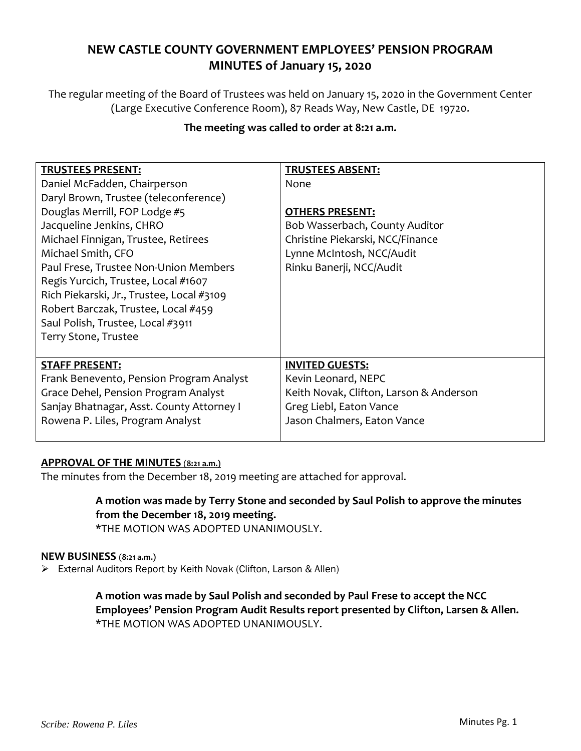# NEW CASTLE COUNTY GOVERNMENT EMPLOYEES' PENSION PROGRAM
# MINUTES of January 15, 2020

The regular meeting of the Board of Trustees was held on January 15, 2020 in the Government Center (Large Executive Conference Room), 87 Reads Way, New Castle, DE 19720.

**The meeting was called to order at 8:21 a.m.**

| **TRUSTEES PRESENT:** | **TRUSTEES ABSENT:** |
|---|---|
| Daniel McFadden, Chairperson<br>Daryl Brown, Trustee (teleconference)<br>Douglas Merrill, FOP Lodge #5<br>Jacqueline Jenkins, CHRO<br>Michael Finnigan, Trustee, Retirees<br>Michael Smith, CFO<br>Paul Frese, Trustee Non-Union Members<br>Regis Yurcich, Trustee, Local #1607<br>Rich Piekarski, Jr., Trustee, Local #3109<br>Robert Barczak, Trustee, Local #459<br>Saul Polish, Trustee, Local #3911<br>Terry Stone, Trustee | None<br><br>**OTHERS PRESENT:**<br>Bob Wasserbach, County Auditor<br>Christine Piekarski, NCC/Finance<br>Lynne McIntosh, NCC/Audit<br>Rinku Banerji, NCC/Audit |
| **STAFF PRESENT:** | **INVITED GUESTS:** |
| Frank Benevento, Pension Program Analyst<br>Grace Dehel, Pension Program Analyst<br>Sanjay Bhatnagar, Asst. County Attorney I<br>Rowena P. Liles, Program Analyst | Kevin Leonard, NEPC<br>Keith Novak, Clifton, Larson & Anderson<br>Greg Liebl, Eaton Vance<br>Jason Chalmers, Eaton Vance |

**APPROVAL OF THE MINUTES (8:21 a.m.)**

The minutes from the December 18, 2019 meeting are attached for approval.

> **A motion was made by Terry Stone and seconded by Saul Polish to approve the minutes from the December 18, 2019 meeting.**
> *THE MOTION WAS ADOPTED UNANIMOUSLY.

**NEW BUSINESS (8:21 a.m.)**

- External Auditors Report by Keith Novak (Clifton, Larson & Allen)

> **A motion was made by Saul Polish and seconded by Paul Frese to accept the NCC Employees' Pension Program Audit Results report presented by Clifton, Larsen & Allen.**
> *THE MOTION WAS ADOPTED UNANIMOUSLY.

*Scribe: Rowena P. Liles*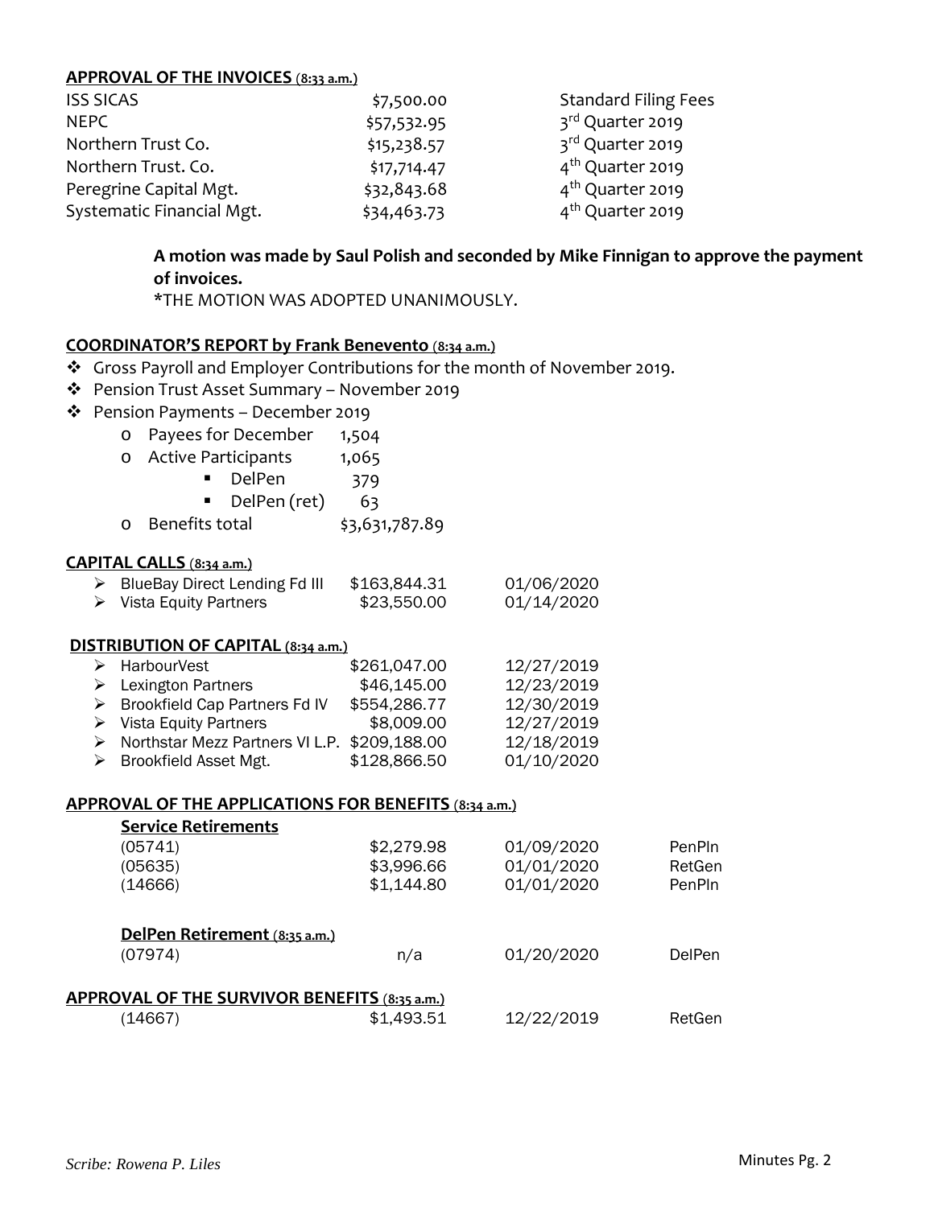**APPROVAL OF THE INVOICES** (8:33 a.m.)

| | | |
|---|---|---|
| ISS SICAS | $7,500.00 | Standard Filing Fees |
| NEPC | $57,532.95 | 3rd Quarter 2019 |
| Northern Trust Co. | $15,238.57 | 3rd Quarter 2019 |
| Northern Trust. Co. | $17,714.47 | 4th Quarter 2019 |
| Peregrine Capital Mgt. | $32,843.68 | 4th Quarter 2019 |
| Systematic Financial Mgt. | $34,463.73 | 4th Quarter 2019 |

**A motion was made by Saul Polish and seconded by Mike Finnigan to approve the payment of invoices.**

*THE MOTION WAS ADOPTED UNANIMOUSLY.

**COORDINATOR'S REPORT by Frank Benevento** (8:34 a.m.)

- Gross Payroll and Employer Contributions for the month of November 2019.
- Pension Trust Asset Summary – November 2019
- Pension Payments – December 2019
  - Payees for December 1,504
  - Active Participants 1,065
    - DelPen 379
    - DelPen (ret) 63
  - Benefits total $3,631,787.89

**CAPITAL CALLS** (8:34 a.m.)

| | | |
|---|---|---|
| BlueBay Direct Lending Fd III | $163,844.31 | 01/06/2020 |
| Vista Equity Partners | $23,550.00 | 01/14/2020 |

**DISTRIBUTION OF CAPITAL** (8:34 a.m.)

| | | |
|---|---|---|
| HarbourVest | $261,047.00 | 12/27/2019 |
| Lexington Partners | $46,145.00 | 12/23/2019 |
| Brookfield Cap Partners Fd IV | $554,286.77 | 12/30/2019 |
| Vista Equity Partners | $8,009.00 | 12/27/2019 |
| Northstar Mezz Partners VI L.P. | $209,188.00 | 12/18/2019 |
| Brookfield Asset Mgt. | $128,866.50 | 01/10/2020 |

**APPROVAL OF THE APPLICATIONS FOR BENEFITS** (8:34 a.m.)

**Service Retirements**

| | | | |
|---|---|---|---|
| (05741) | $2,279.98 | 01/09/2020 | PenPln |
| (05635) | $3,996.66 | 01/01/2020 | RetGen |
| (14666) | $1,144.80 | 01/01/2020 | PenPln |

**DelPen Retirement** (8:35 a.m.)

| | | | |
|---|---|---|---|
| (07974) | n/a | 01/20/2020 | DelPen |

**APPROVAL OF THE SURVIVOR BENEFITS** (8:35 a.m.)

| | | | |
|---|---|---|---|
| (14667) | $1,493.51 | 12/22/2019 | RetGen |

*Scribe: Rowena P. Liles*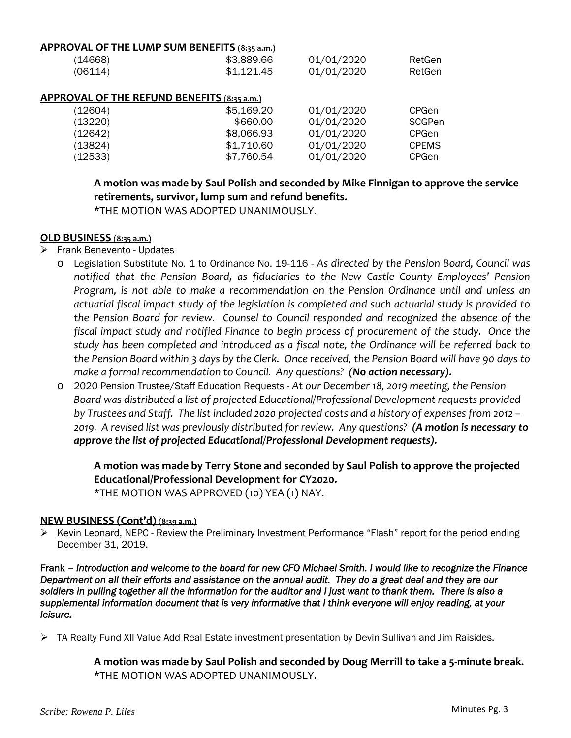**APPROVAL OF THE LUMP SUM BENEFITS** (8:35 a.m.)

| | | | |
|---|---|---|---|
| (14668) | $3,889.66 | 01/01/2020 | RetGen |
| (06114) | $1,121.45 | 01/01/2020 | RetGen |

**APPROVAL OF THE REFUND BENEFITS** (8:35 a.m.)

| | | | |
|---|---|---|---|
| (12604) | $5,169.20 | 01/01/2020 | CPGen |
| (13220) | $660.00 | 01/01/2020 | SCGPen |
| (12642) | $8,066.93 | 01/01/2020 | CPGen |
| (13824) | $1,710.60 | 01/01/2020 | CPEMS |
| (12533) | $7,760.54 | 01/01/2020 | CPGen |

**A motion was made by Saul Polish and seconded by Mike Finnigan to approve the service retirements, survivor, lump sum and refund benefits.**
*THE MOTION WAS ADOPTED UNANIMOUSLY.

**OLD BUSINESS** (8:35 a.m.)

- Frank Benevento - Updates
  - Legislation Substitute No. 1 to Ordinance No. 19-116 - *As directed by the Pension Board, Council was notified that the Pension Board, as fiduciaries to the New Castle County Employees' Pension Program, is not able to make a recommendation on the Pension Ordinance until and unless an actuarial fiscal impact study of the legislation is completed and such actuarial study is provided to the Pension Board for review. Counsel to Council responded and recognized the absence of the fiscal impact study and notified Finance to begin process of procurement of the study. Once the study has been completed and introduced as a fiscal note, the Ordinance will be referred back to the Pension Board within 3 days by the Clerk. Once received, the Pension Board will have 90 days to make a formal recommendation to Council. Any questions?* ***(No action necessary).***
  - 2020 Pension Trustee/Staff Education Requests - *At our December 18, 2019 meeting, the Pension Board was distributed a list of projected Educational/Professional Development requests provided by Trustees and Staff. The list included 2020 projected costs and a history of expenses from 2012 – 2019. A revised list was previously distributed for review. Any questions?* ***(A motion is necessary to approve the list of projected Educational/Professional Development requests).***

**A motion was made by Terry Stone and seconded by Saul Polish to approve the projected Educational/Professional Development for CY2020.**
*THE MOTION WAS APPROVED (10) YEA (1) NAY.

**NEW BUSINESS (Cont'd)** (8:39 a.m.)

- Kevin Leonard, NEPC - Review the Preliminary Investment Performance "Flash" report for the period ending December 31, 2019.

Frank – *Introduction and welcome to the board for new CFO Michael Smith. I would like to recognize the Finance Department on all their efforts and assistance on the annual audit. They do a great deal and they are our soldiers in pulling together all the information for the auditor and I just want to thank them. There is also a supplemental information document that is very informative that I think everyone will enjoy reading, at your leisure.*

- TA Realty Fund XII Value Add Real Estate investment presentation by Devin Sullivan and Jim Raisides.

**A motion was made by Saul Polish and seconded by Doug Merrill to take a 5-minute break.**
*THE MOTION WAS ADOPTED UNANIMOUSLY.

*Scribe: Rowena P. Liles*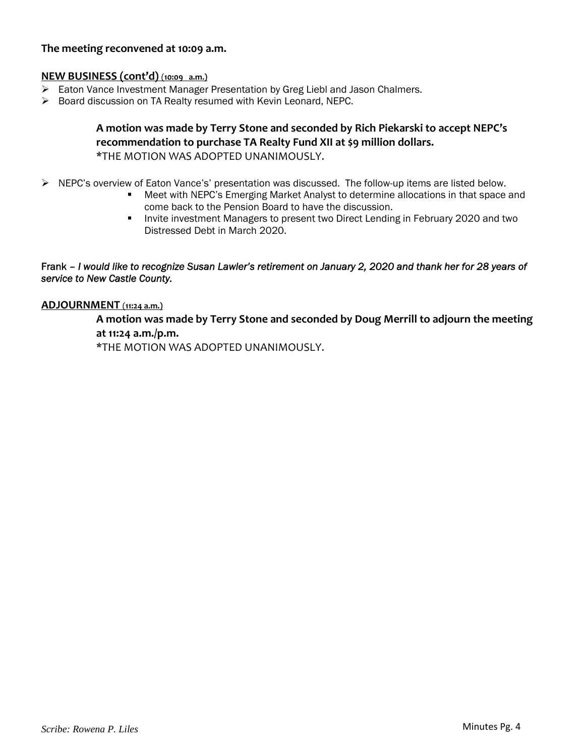**The meeting reconvened at 10:09 a.m.**

**NEW BUSINESS (cont'd) (10:09 a.m.)**

- Eaton Vance Investment Manager Presentation by Greg Liebl and Jason Chalmers.
- Board discussion on TA Realty resumed with Kevin Leonard, NEPC.

> **A motion was made by Terry Stone and seconded by Rich Piekarski to accept NEPC's recommendation to purchase TA Realty Fund XII at $9 million dollars.**
> *THE MOTION WAS ADOPTED UNANIMOUSLY.

- NEPC's overview of Eaton Vance's' presentation was discussed. The follow-up items are listed below.
  - Meet with NEPC's Emerging Market Analyst to determine allocations in that space and come back to the Pension Board to have the discussion.
  - Invite investment Managers to present two Direct Lending in February 2020 and two Distressed Debt in March 2020.

Frank – *I would like to recognize Susan Lawler's retirement on January 2, 2020 and thank her for 28 years of service to New Castle County.*

**ADJOURNMENT (11:24 a.m.)**

> **A motion was made by Terry Stone and seconded by Doug Merrill to adjourn the meeting at 11:24 a.m./p.m.**
> *THE MOTION WAS ADOPTED UNANIMOUSLY.

*Scribe: Rowena P. Liles*